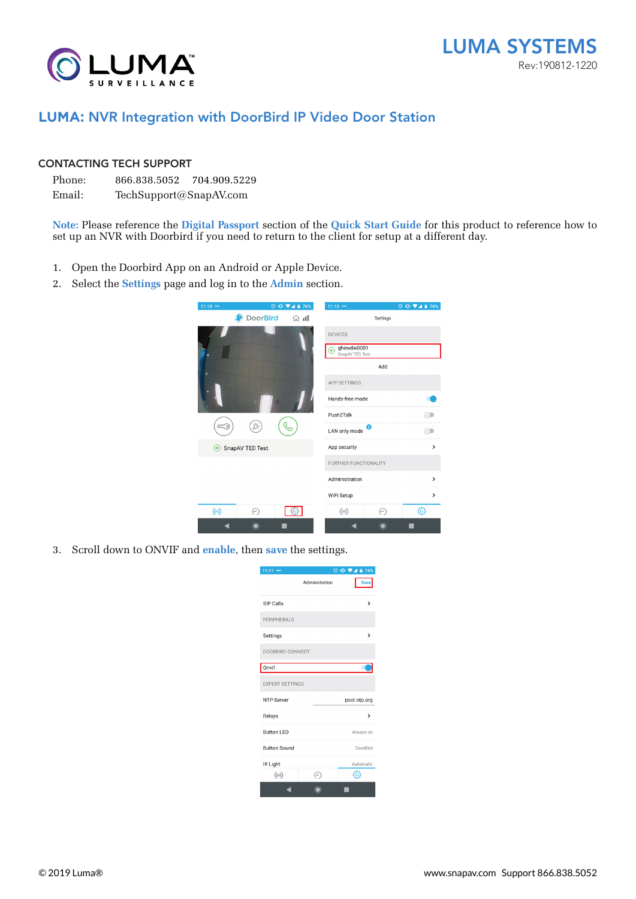LUMA SYSTEMS

Rev:190812-1220

# LUMA: NVR Integration with DoorBird IP Video Door Station

## CONTACTING TECH SUPPORT

Phone: 866.838.5052 704.909.5229

Email: TechSupport@SnapAV.com

**Note:** Please reference the **Digital Passport** section of the **Quick Start Guide** for this product to reference how to set up an NVR with Doorbird if you need to return to the client for setup at a different day.

1. Open the Doorbird App on an Android or Apple Device.
2. Select the **Settings** page and log in to the **Admin** section.
3. Scroll down to ONVIF and **enable**, then **save** the settings.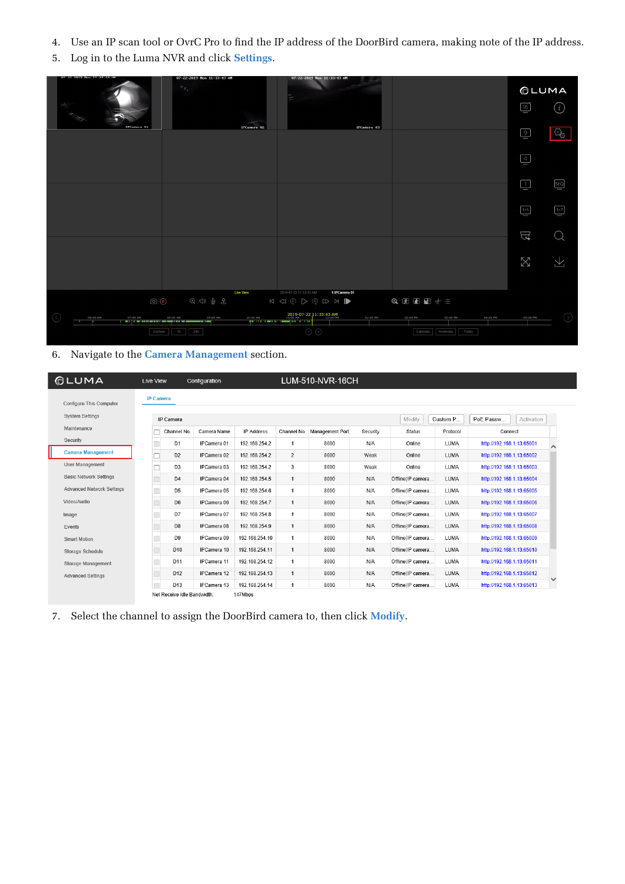4. Use an IP scan tool or OvrC Pro to find the IP address of the DoorBird camera, making note of the IP address.
5. Log in to the Luma NVR and click **Settings**.
6. Navigate to the **Camera Management** section.
7. Select the channel to assign the DoorBird camera to, then click **Modify**.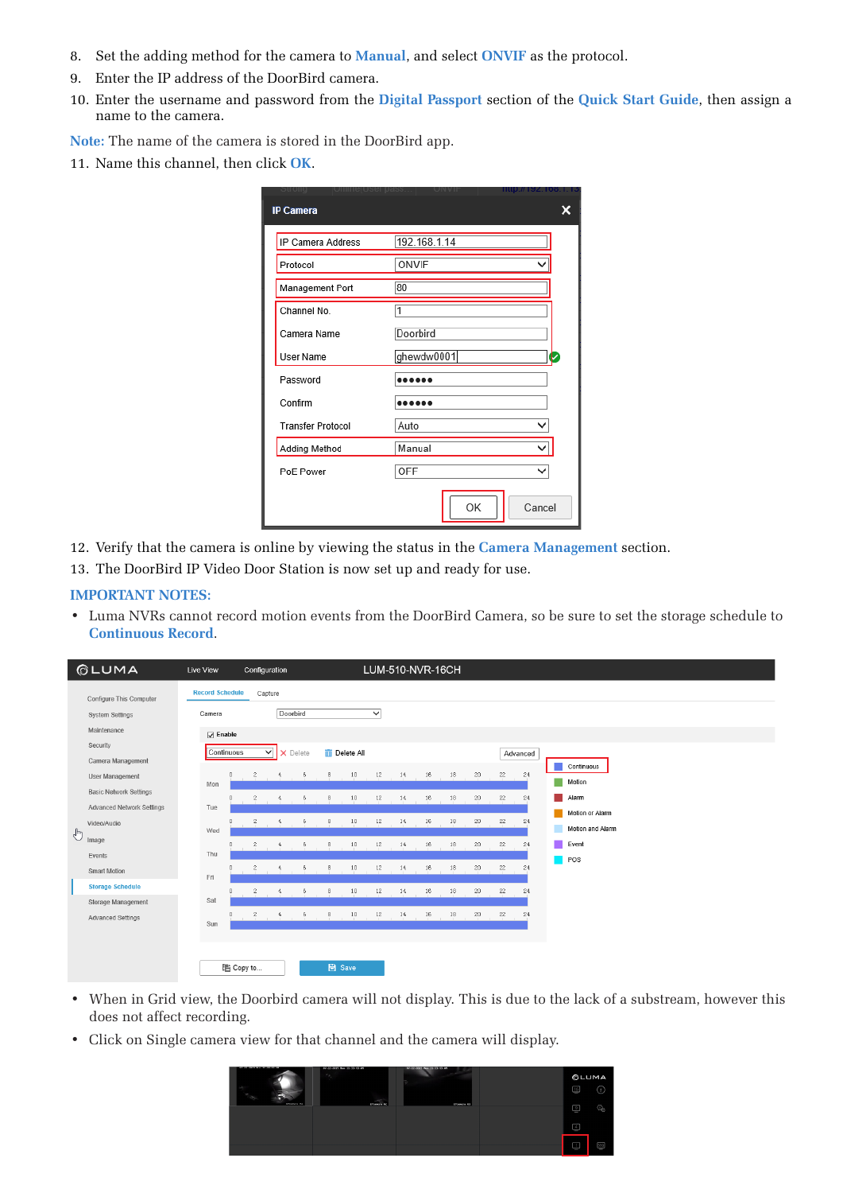8. Set the adding method for the camera to **Manual**, and select **ONVIF** as the protocol.
9. Enter the IP address of the DoorBird camera.
10. Enter the username and password from the **Digital Passport** section of the **Quick Start Guide**, then assign a name to the camera.

**Note:** The name of the camera is stored in the DoorBird app.

11. Name this channel, then click **OK**.

12. Verify that the camera is online by viewing the status in the **Camera Management** section.
13. The DoorBird IP Video Door Station is now set up and ready for use.

**IMPORTANT NOTES:**

- Luma NVRs cannot record motion events from the DoorBird Camera, so be sure to set the storage schedule to **Continuous Record**.

- When in Grid view, the Doorbird camera will not display. This is due to the lack of a substream, however this does not affect recording.
- Click on Single camera view for that channel and the camera will display.